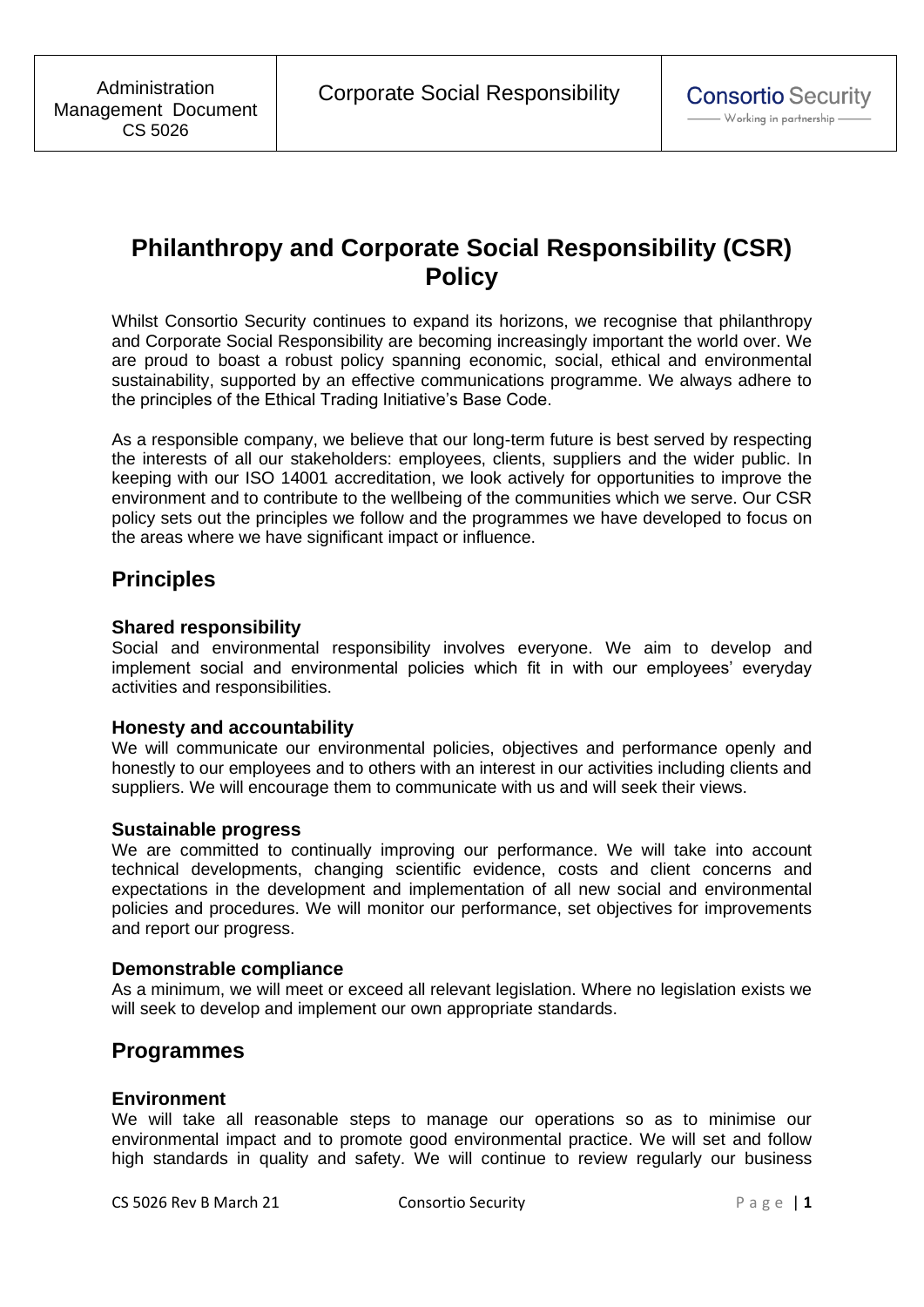| Administration Management Document CS 5026 | Corporate Social Responsibility | Consortio Security — Working in partnership — |
|---|---|---|

# Philanthropy and Corporate Social Responsibility (CSR) Policy

Whilst Consortio Security continues to expand its horizons, we recognise that philanthropy and Corporate Social Responsibility are becoming increasingly important the world over. We are proud to boast a robust policy spanning economic, social, ethical and environmental sustainability, supported by an effective communications programme. We always adhere to the principles of the Ethical Trading Initiative's Base Code.

As a responsible company, we believe that our long-term future is best served by respecting the interests of all our stakeholders: employees, clients, suppliers and the wider public. In keeping with our ISO 14001 accreditation, we look actively for opportunities to improve the environment and to contribute to the wellbeing of the communities which we serve. Our CSR policy sets out the principles we follow and the programmes we have developed to focus on the areas where we have significant impact or influence.

## Principles

### Shared responsibility

Social and environmental responsibility involves everyone. We aim to develop and implement social and environmental policies which fit in with our employees' everyday activities and responsibilities.

### Honesty and accountability

We will communicate our environmental policies, objectives and performance openly and honestly to our employees and to others with an interest in our activities including clients and suppliers. We will encourage them to communicate with us and will seek their views.

### Sustainable progress

We are committed to continually improving our performance. We will take into account technical developments, changing scientific evidence, costs and client concerns and expectations in the development and implementation of all new social and environmental policies and procedures. We will monitor our performance, set objectives for improvements and report our progress.

### Demonstrable compliance

As a minimum, we will meet or exceed all relevant legislation. Where no legislation exists we will seek to develop and implement our own appropriate standards.

## Programmes

### Environment

We will take all reasonable steps to manage our operations so as to minimise our environmental impact and to promote good environmental practice. We will set and follow high standards in quality and safety. We will continue to review regularly our business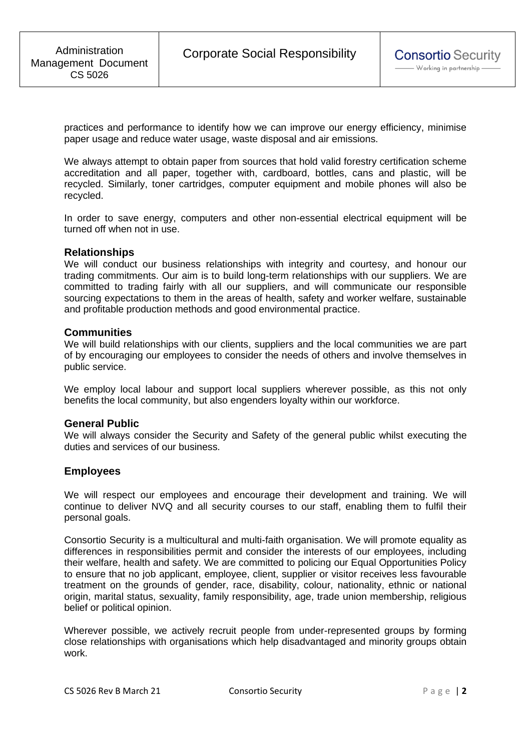practices and performance to identify how we can improve our energy efficiency, minimise paper usage and reduce water usage, waste disposal and air emissions.

We always attempt to obtain paper from sources that hold valid forestry certification scheme accreditation and all paper, together with, cardboard, bottles, cans and plastic, will be recycled. Similarly, toner cartridges, computer equipment and mobile phones will also be recycled.

In order to save energy, computers and other non-essential electrical equipment will be turned off when not in use.

### Relationships

We will conduct our business relationships with integrity and courtesy, and honour our trading commitments. Our aim is to build long-term relationships with our suppliers. We are committed to trading fairly with all our suppliers, and will communicate our responsible sourcing expectations to them in the areas of health, safety and worker welfare, sustainable and profitable production methods and good environmental practice.

### Communities

We will build relationships with our clients, suppliers and the local communities we are part of by encouraging our employees to consider the needs of others and involve themselves in public service.

We employ local labour and support local suppliers wherever possible, as this not only benefits the local community, but also engenders loyalty within our workforce.

### General Public

We will always consider the Security and Safety of the general public whilst executing the duties and services of our business.

## Employees

We will respect our employees and encourage their development and training. We will continue to deliver NVQ and all security courses to our staff, enabling them to fulfil their personal goals.

Consortio Security is a multicultural and multi-faith organisation. We will promote equality as differences in responsibilities permit and consider the interests of our employees, including their welfare, health and safety. We are committed to policing our Equal Opportunities Policy to ensure that no job applicant, employee, client, supplier or visitor receives less favourable treatment on the grounds of gender, race, disability, colour, nationality, ethnic or national origin, marital status, sexuality, family responsibility, age, trade union membership, religious belief or political opinion.

Wherever possible, we actively recruit people from under-represented groups by forming close relationships with organisations which help disadvantaged and minority groups obtain work.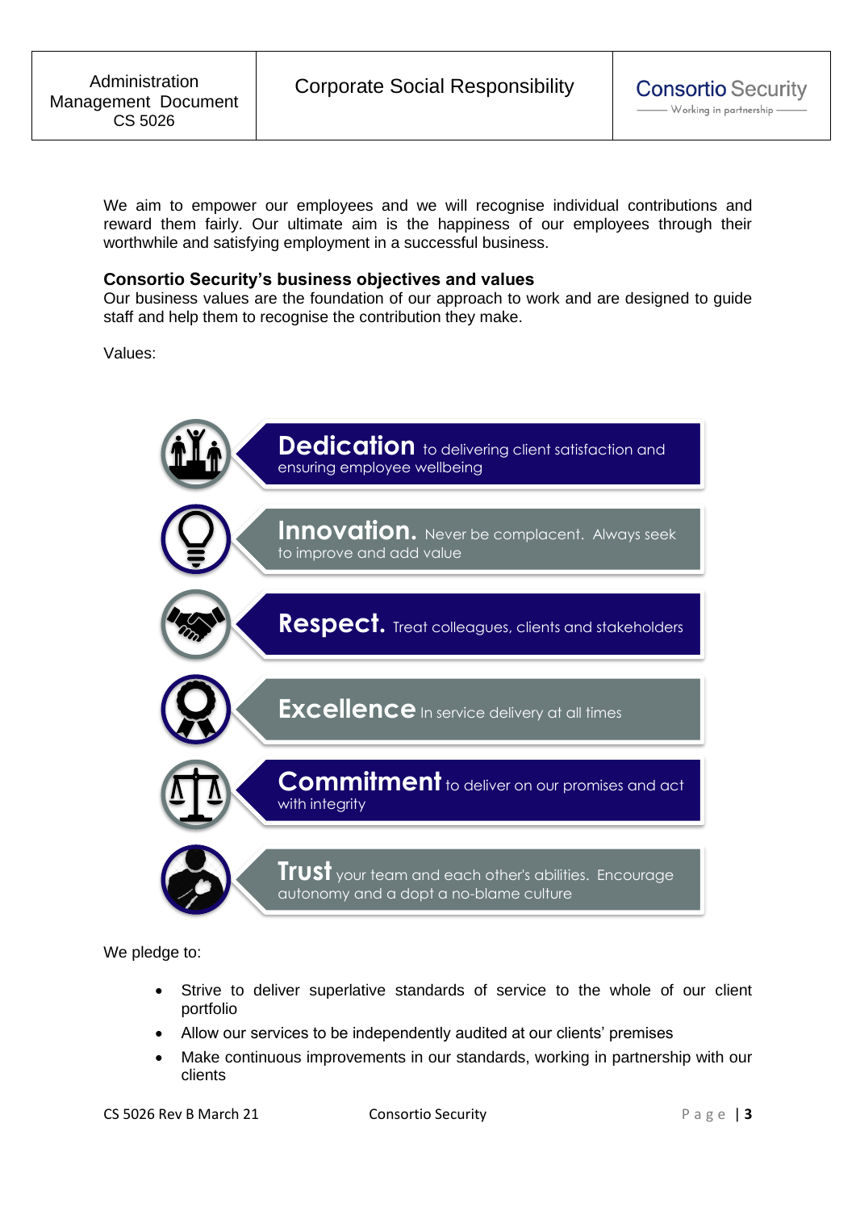We aim to empower our employees and we will recognise individual contributions and reward them fairly. Our ultimate aim is the happiness of our employees through their worthwhile and satisfying employment in a successful business.

**Consortio Security's business objectives and values**

Our business values are the foundation of our approach to work and are designed to guide staff and help them to recognise the contribution they make.

Values:

- **Dedication** to delivering client satisfaction and ensuring employee wellbeing
- **Innovation.** Never be complacent. Always seek to improve and add value
- **Respect.** Treat colleagues, clients and stakeholders
- **Excellence** In service delivery at all times
- **Commitment** to deliver on our promises and act with integrity
- **Trust** your team and each other's abilities. Encourage autonomy and a dopt a no-blame culture

We pledge to:

- Strive to deliver superlative standards of service to the whole of our client portfolio
- Allow our services to be independently audited at our clients' premises
- Make continuous improvements in our standards, working in partnership with our clients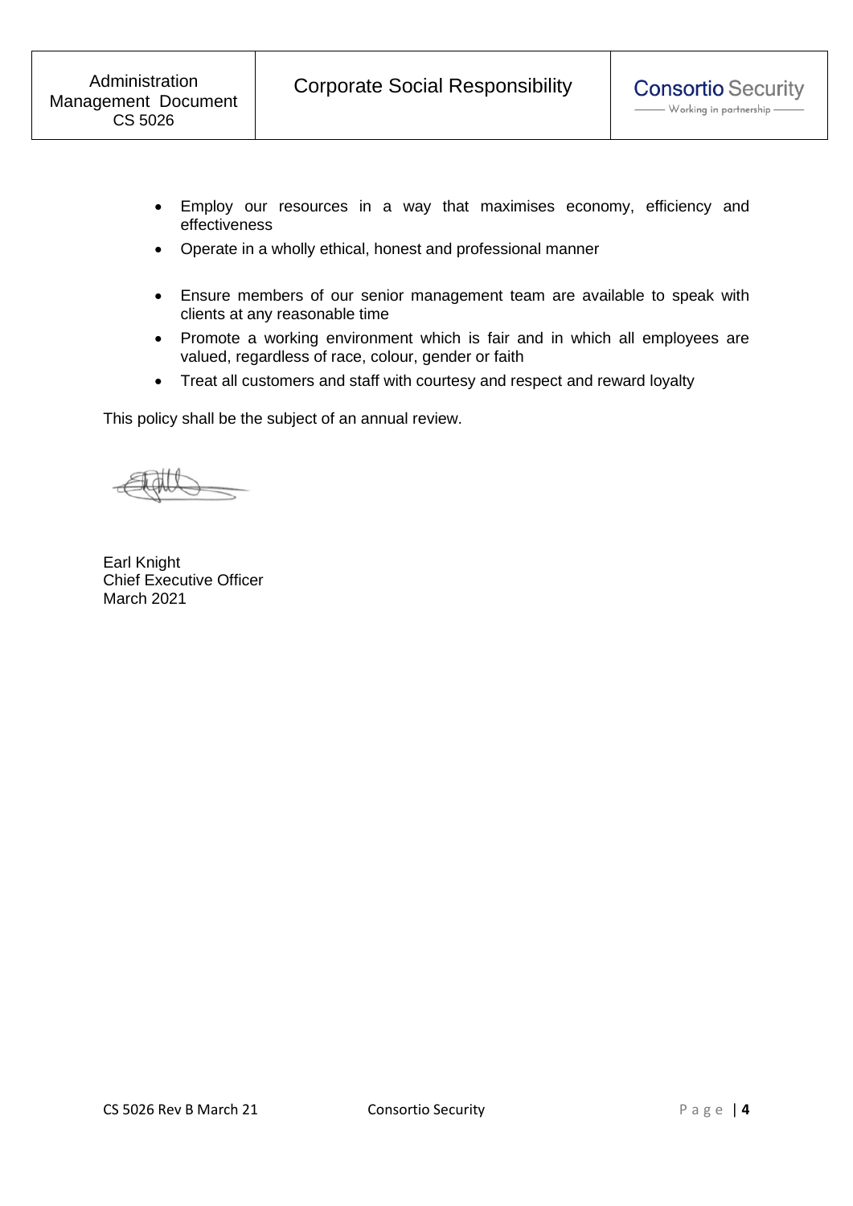- Employ our resources in a way that maximises economy, efficiency and effectiveness
- Operate in a wholly ethical, honest and professional manner
- Ensure members of our senior management team are available to speak with clients at any reasonable time
- Promote a working environment which is fair and in which all employees are valued, regardless of race, colour, gender or faith
- Treat all customers and staff with courtesy and respect and reward loyalty

This policy shall be the subject of an annual review.

Earl Knight
Chief Executive Officer
March 2021